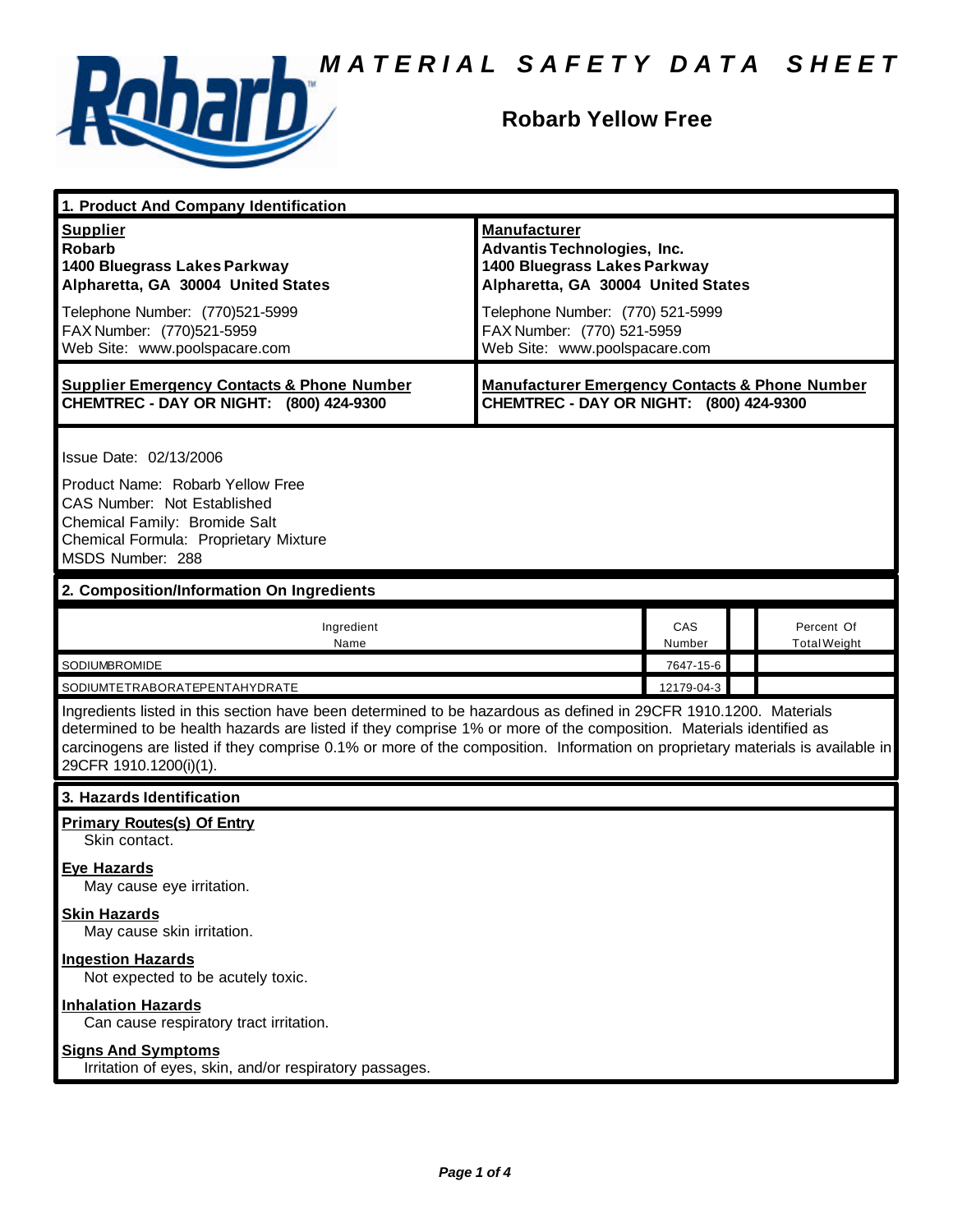# MATERIAL SAFETY DATA SHEET

## Robarb Yellow Free

### 1. Product And Company Identification

| **Supplier** | **Manufacturer** |
|---|---|
| **Robarb**<br>**1400 Bluegrass Lakes Parkway**<br>**Alpharetta, GA 30004 United States** | **Advantis Technologies, Inc.**<br>**1400 Bluegrass Lakes Parkway**<br>**Alpharetta, GA 30004 United States** |
| Telephone Number: (770)521-5999<br>FAX Number: (770)521-5959<br>Web Site: www.poolspacare.com | Telephone Number: (770) 521-5999<br>FAX Number: (770) 521-5959<br>Web Site: www.poolspacare.com |

| **Supplier Emergency Contacts & Phone Number** | **Manufacturer Emergency Contacts & Phone Number** |
|---|---|
| **CHEMTREC - DAY OR NIGHT: (800) 424-9300** | **CHEMTREC - DAY OR NIGHT: (800) 424-9300** |

Issue Date: 02/13/2006

Product Name: Robarb Yellow Free
CAS Number: Not Established
Chemical Family: Bromide Salt
Chemical Formula: Proprietary Mixture
MSDS Number: 288

### 2. Composition/Information On Ingredients

| Ingredient Name | CAS Number | | Percent Of Total Weight |
|---|---|---|---|
| SODIUMBROMIDE | 7647-15-6 | | |
| SODIUMTETRABORATEPENTAHYDRATE | 12179-04-3 | | |

Ingredients listed in this section have been determined to be hazardous as defined in 29CFR 1910.1200. Materials determined to be health hazards are listed if they comprise 1% or more of the composition. Materials identified as carcinogens are listed if they comprise 0.1% or more of the composition. Information on proprietary materials is available in 29CFR 1910.1200(i)(1).

### 3. Hazards Identification

**Primary Routes(s) Of Entry**
Skin contact.

**Eye Hazards**
May cause eye irritation.

**Skin Hazards**
May cause skin irritation.

**Ingestion Hazards**
Not expected to be acutely toxic.

**Inhalation Hazards**
Can cause respiratory tract irritation.

**Signs And Symptoms**
Irritation of eyes, skin, and/or respiratory passages.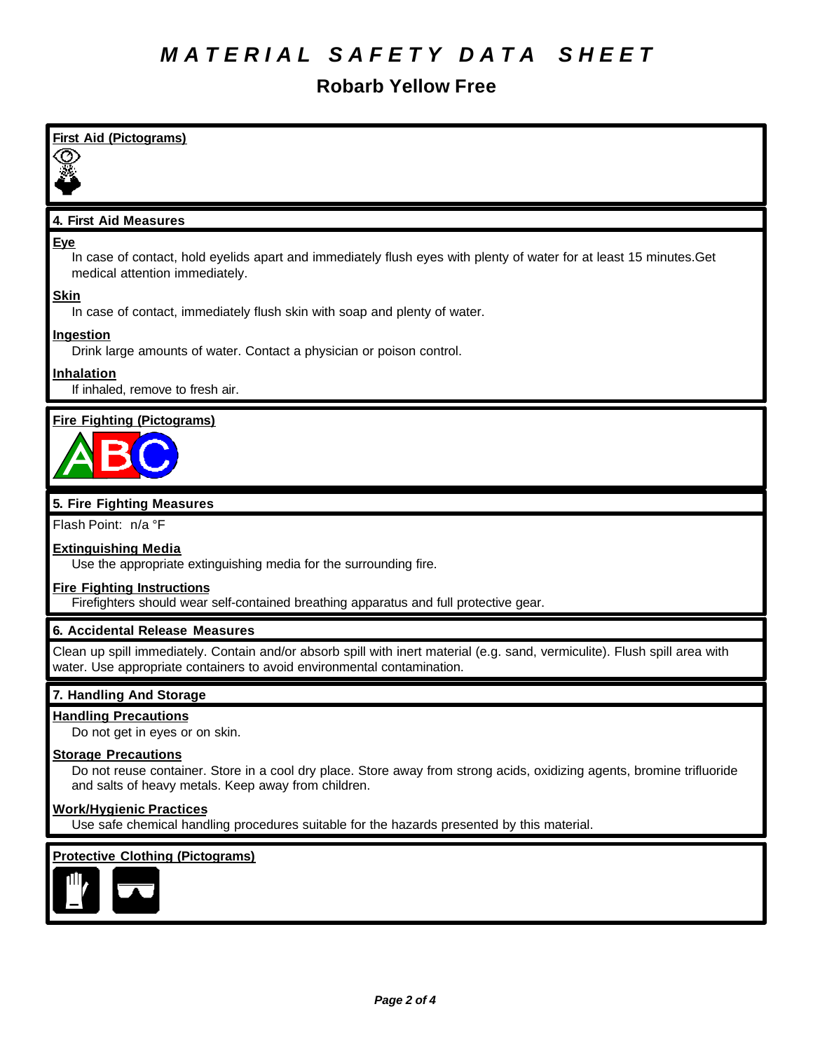# MATERIAL SAFETY DATA SHEET

## Robarb Yellow Free

**First Aid (Pictograms)**

### 4. First Aid Measures

**Eye**

In case of contact, hold eyelids apart and immediately flush eyes with plenty of water for at least 15 minutes.Get medical attention immediately.

**Skin**

In case of contact, immediately flush skin with soap and plenty of water.

**Ingestion**

Drink large amounts of water. Contact a physician or poison control.

**Inhalation**

If inhaled, remove to fresh air.

**Fire Fighting (Pictograms)**

### 5. Fire Fighting Measures

Flash Point: n/a °F

**Extinguishing Media**

Use the appropriate extinguishing media for the surrounding fire.

**Fire Fighting Instructions**

Firefighters should wear self-contained breathing apparatus and full protective gear.

### 6. Accidental Release Measures

Clean up spill immediately. Contain and/or absorb spill with inert material (e.g. sand, vermiculite). Flush spill area with water. Use appropriate containers to avoid environmental contamination.

### 7. Handling And Storage

**Handling Precautions**

Do not get in eyes or on skin.

**Storage Precautions**

Do not reuse container. Store in a cool dry place. Store away from strong acids, oxidizing agents, bromine trifluoride and salts of heavy metals. Keep away from children.

**Work/Hygienic Practices**

Use safe chemical handling procedures suitable for the hazards presented by this material.

**Protective Clothing (Pictograms)**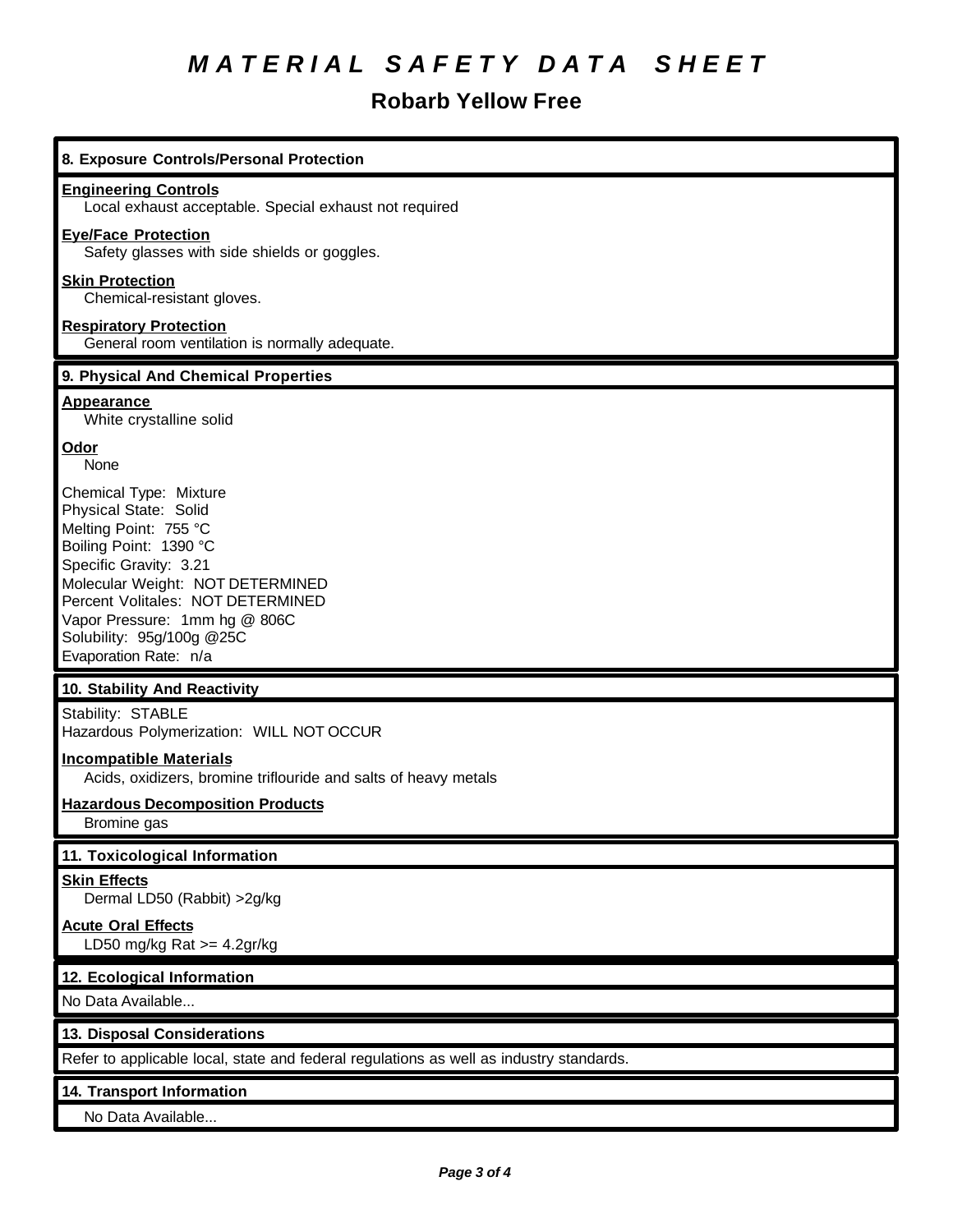# MATERIAL SAFETY DATA SHEET

## Robarb Yellow Free

### 8. Exposure Controls/Personal Protection

**Engineering Controls**
Local exhaust acceptable. Special exhaust not required

**Eye/Face Protection**
Safety glasses with side shields or goggles.

**Skin Protection**
Chemical-resistant gloves.

**Respiratory Protection**
General room ventilation is normally adequate.

### 9. Physical And Chemical Properties

**Appearance**
White crystalline solid

**Odor**
None

Chemical Type: Mixture
Physical State: Solid
Melting Point: 755 °C
Boiling Point: 1390 °C
Specific Gravity: 3.21
Molecular Weight: NOT DETERMINED
Percent Volitales: NOT DETERMINED
Vapor Pressure: 1mm hg @ 806C
Solubility: 95g/100g @25C
Evaporation Rate: n/a

### 10. Stability And Reactivity

Stability: STABLE
Hazardous Polymerization: WILL NOT OCCUR

**Incompatible Materials**
Acids, oxidizers, bromine triflouride and salts of heavy metals

**Hazardous Decomposition Products**
Bromine gas

### 11. Toxicological Information

**Skin Effects**
Dermal LD50 (Rabbit) >2g/kg

**Acute Oral Effects**
LD50 mg/kg Rat >= 4.2gr/kg

### 12. Ecological Information

No Data Available...

### 13. Disposal Considerations

Refer to applicable local, state and federal regulations as well as industry standards.

### 14. Transport Information

No Data Available...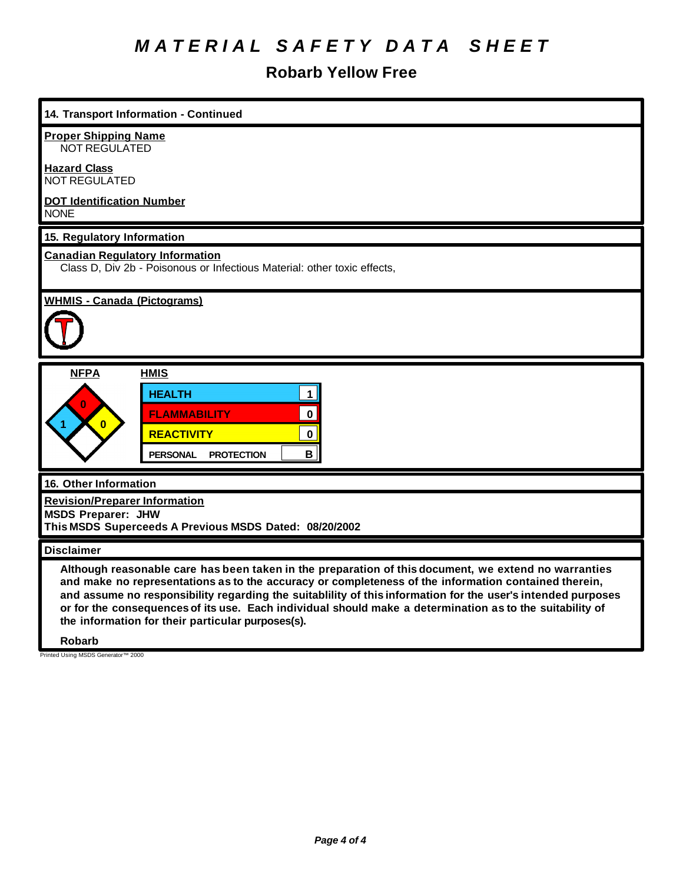# MATERIAL SAFETY DATA SHEET

## Robarb Yellow Free

### 14. Transport Information - Continued

**Proper Shipping Name**
NOT REGULATED

**Hazard Class**
NOT REGULATED

**DOT Identification Number**
NONE

### 15. Regulatory Information

**Canadian Regulatory Information**
Class D, Div 2b - Poisonous or Infectious Material: other toxic effects,

**WHMIS - Canada (Pictograms)**

**NFPA**

Flammability: 0
Health: 1
Reactivity: 0

**HMIS**

| | |
|---|---|
| HEALTH | 1 |
| FLAMMABILITY | 0 |
| REACTIVITY | 0 |
| PERSONAL PROTECTION | B |

### 16. Other Information

**Revision/Preparer Information**
**MSDS Preparer: JHW**
**This MSDS Superceeds A Previous MSDS Dated: 08/20/2002**

### Disclaimer

**Although reasonable care has been taken in the preparation of this document, we extend no warranties and make no representations as to the accuracy or completeness of the information contained therein, and assume no responsibility regarding the suitablility of this information for the user's intended purposes or for the consequences of its use. Each individual should make a determination as to the suitability of the information for their particular purposes(s).**

**Robarb**

Printed Using MSDS Generator™ 2000